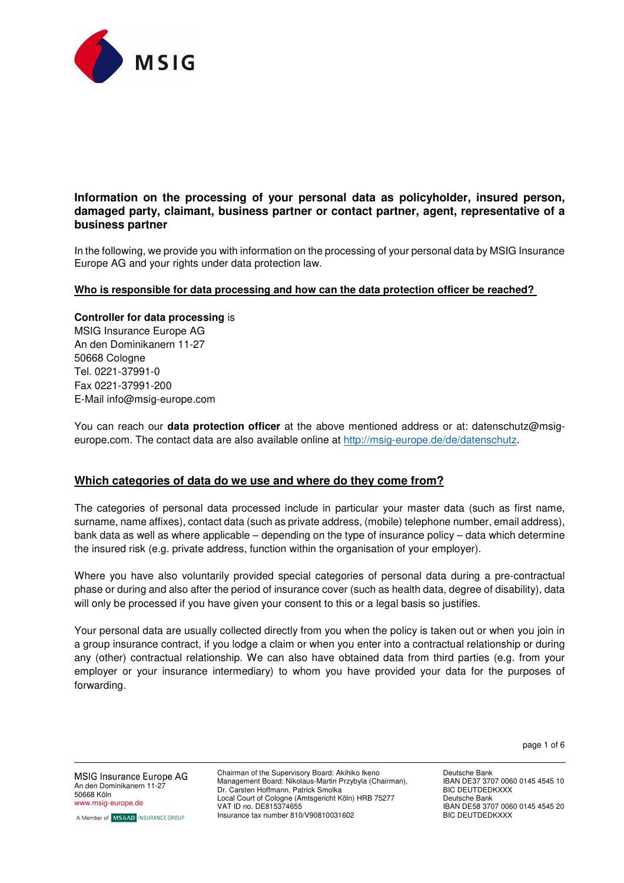# Information on the processing of your personal data as policyholder, insured person, damaged party, claimant, business partner or contact partner, agent, representative of a business partner

In the following, we provide you with information on the processing of your personal data by MSIG Insurance Europe AG and your rights under data protection law.

## Who is responsible for data processing and how can the data protection officer be reached?

**Controller for data processing** is
MSIG Insurance Europe AG
An den Dominikanern 11-27
50668 Cologne
Tel. 0221-37991-0
Fax 0221-37991-200
E-Mail info@msig-europe.com

You can reach our **data protection officer** at the above mentioned address or at: datenschutz@msig-europe.com. The contact data are also available online at http://msig-europe.de/de/datenschutz.

## Which categories of data do we use and where do they come from?

The categories of personal data processed include in particular your master data (such as first name, surname, name affixes), contact data (such as private address, (mobile) telephone number, email address), bank data as well as where applicable – depending on the type of insurance policy – data which determine the insured risk (e.g. private address, function within the organisation of your employer).

Where you have also voluntarily provided special categories of personal data during a pre-contractual phase or during and also after the period of insurance cover (such as health data, degree of disability), data will only be processed if you have given your consent to this or a legal basis so justifies.

Your personal data are usually collected directly from you when the policy is taken out or when you join in a group insurance contract, if you lodge a claim or when you enter into a contractual relationship or during any (other) contractual relationship. We can also have obtained data from third parties (e.g. from your employer or your insurance intermediary) to whom you have provided your data for the purposes of forwarding.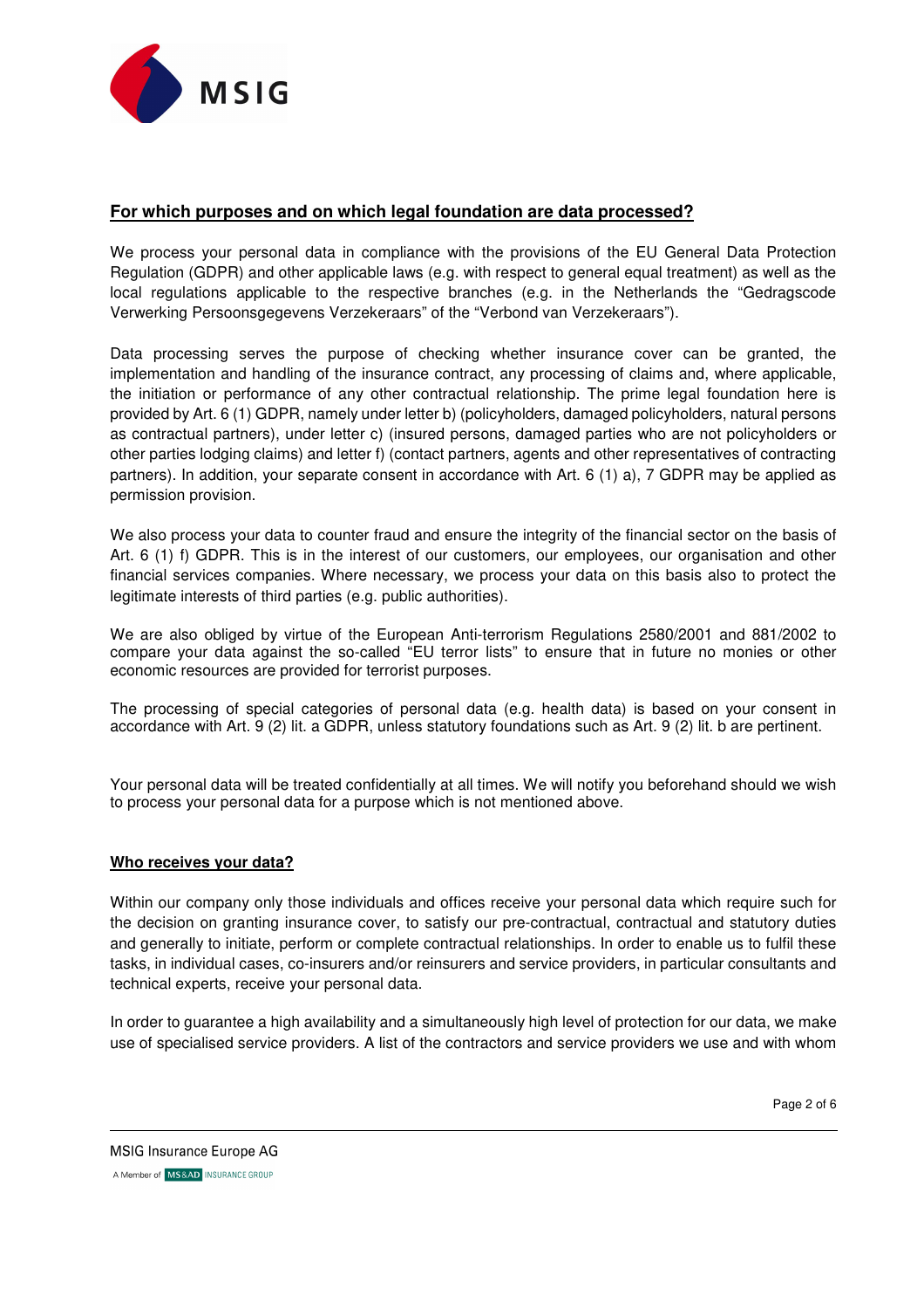## For which purposes and on which legal foundation are data processed?

We process your personal data in compliance with the provisions of the EU General Data Protection Regulation (GDPR) and other applicable laws (e.g. with respect to general equal treatment) as well as the local regulations applicable to the respective branches (e.g. in the Netherlands the "Gedragscode Verwerking Persoonsgegevens Verzekeraars" of the "Verbond van Verzekeraars").

Data processing serves the purpose of checking whether insurance cover can be granted, the implementation and handling of the insurance contract, any processing of claims and, where applicable, the initiation or performance of any other contractual relationship. The prime legal foundation here is provided by Art. 6 (1) GDPR, namely under letter b) (policyholders, damaged policyholders, natural persons as contractual partners), under letter c) (insured persons, damaged parties who are not policyholders or other parties lodging claims) and letter f) (contact partners, agents and other representatives of contracting partners). In addition, your separate consent in accordance with Art. 6 (1) a), 7 GDPR may be applied as permission provision.

We also process your data to counter fraud and ensure the integrity of the financial sector on the basis of Art. 6 (1) f) GDPR. This is in the interest of our customers, our employees, our organisation and other financial services companies. Where necessary, we process your data on this basis also to protect the legitimate interests of third parties (e.g. public authorities).

We are also obliged by virtue of the European Anti-terrorism Regulations 2580/2001 and 881/2002 to compare your data against the so-called "EU terror lists" to ensure that in future no monies or other economic resources are provided for terrorist purposes.

The processing of special categories of personal data (e.g. health data) is based on your consent in accordance with Art. 9 (2) lit. a GDPR, unless statutory foundations such as Art. 9 (2) lit. b are pertinent.

Your personal data will be treated confidentially at all times. We will notify you beforehand should we wish to process your personal data for a purpose which is not mentioned above.

## Who receives your data?

Within our company only those individuals and offices receive your personal data which require such for the decision on granting insurance cover, to satisfy our pre-contractual, contractual and statutory duties and generally to initiate, perform or complete contractual relationships. In order to enable us to fulfil these tasks, in individual cases, co-insurers and/or reinsurers and service providers, in particular consultants and technical experts, receive your personal data.

In order to guarantee a high availability and a simultaneously high level of protection for our data, we make use of specialised service providers. A list of the contractors and service providers we use and with whom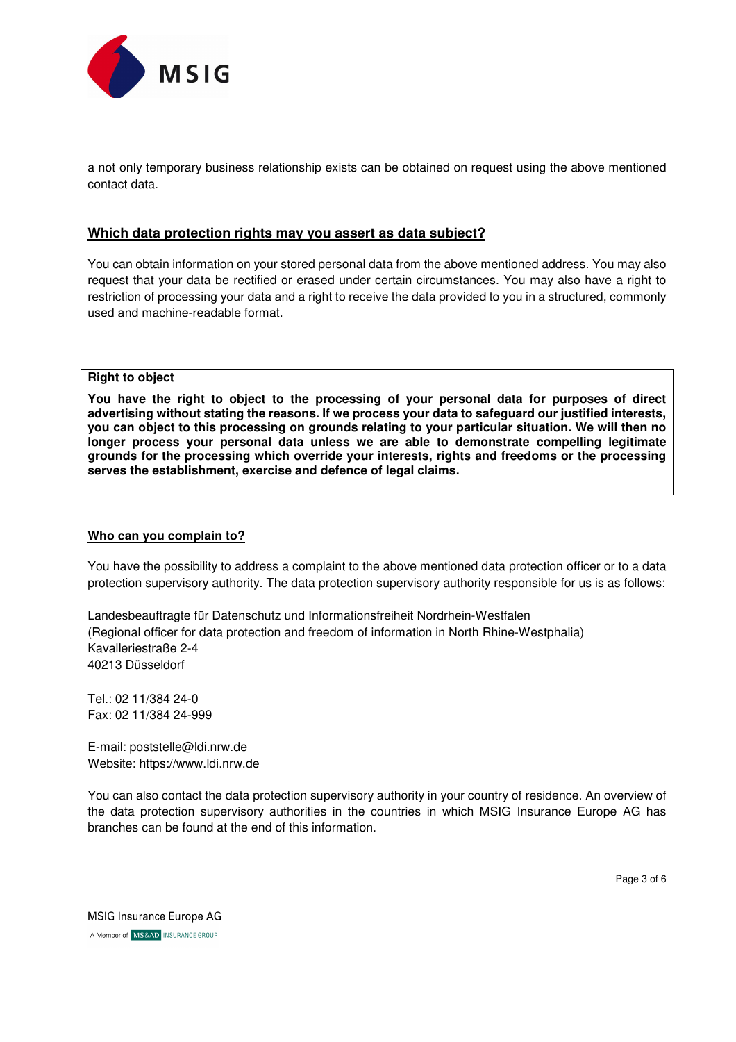a not only temporary business relationship exists can be obtained on request using the above mentioned contact data.

## Which data protection rights may you assert as data subject?

You can obtain information on your stored personal data from the above mentioned address. You may also request that your data be rectified or erased under certain circumstances. You may also have a right to restriction of processing your data and a right to receive the data provided to you in a structured, commonly used and machine-readable format.

**Right to object**

**You have the right to object to the processing of your personal data for purposes of direct advertising without stating the reasons. If we process your data to safeguard our justified interests, you can object to this processing on grounds relating to your particular situation. We will then no longer process your personal data unless we are able to demonstrate compelling legitimate grounds for the processing which override your interests, rights and freedoms or the processing serves the establishment, exercise and defence of legal claims.**

## Who can you complain to?

You have the possibility to address a complaint to the above mentioned data protection officer or to a data protection supervisory authority. The data protection supervisory authority responsible for us is as follows:

Landesbeauftragte für Datenschutz und Informationsfreiheit Nordrhein-Westfalen
(Regional officer for data protection and freedom of information in North Rhine-Westphalia)
Kavalleriestraße 2-4
40213 Düsseldorf

Tel.: 02 11/384 24-0
Fax: 02 11/384 24-999

E-mail: poststelle@ldi.nrw.de
Website: https://www.ldi.nrw.de

You can also contact the data protection supervisory authority in your country of residence. An overview of the data protection supervisory authorities in the countries in which MSIG Insurance Europe AG has branches can be found at the end of this information.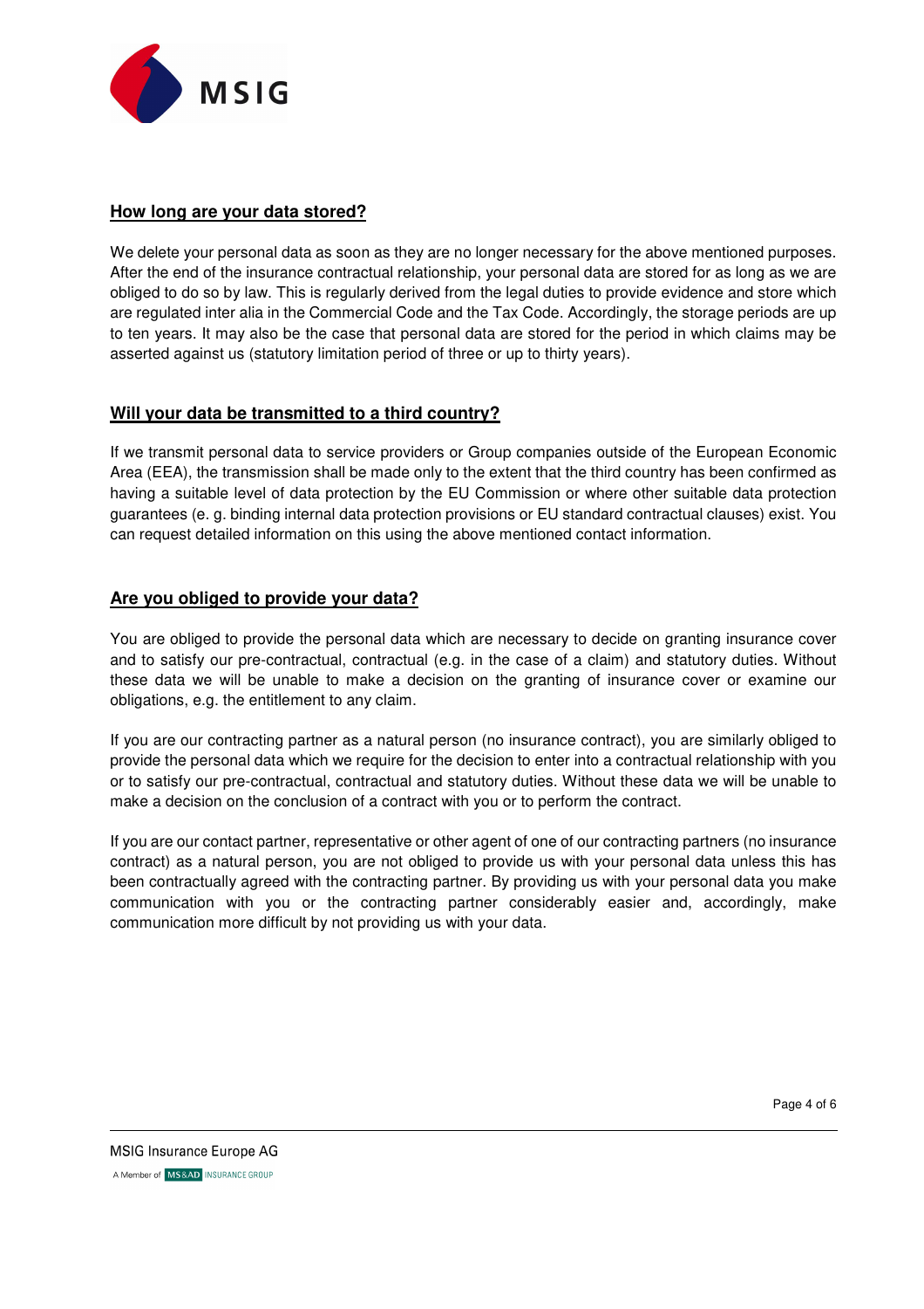## How long are your data stored?

We delete your personal data as soon as they are no longer necessary for the above mentioned purposes. After the end of the insurance contractual relationship, your personal data are stored for as long as we are obliged to do so by law. This is regularly derived from the legal duties to provide evidence and store which are regulated inter alia in the Commercial Code and the Tax Code. Accordingly, the storage periods are up to ten years. It may also be the case that personal data are stored for the period in which claims may be asserted against us (statutory limitation period of three or up to thirty years).

## Will your data be transmitted to a third country?

If we transmit personal data to service providers or Group companies outside of the European Economic Area (EEA), the transmission shall be made only to the extent that the third country has been confirmed as having a suitable level of data protection by the EU Commission or where other suitable data protection guarantees (e. g. binding internal data protection provisions or EU standard contractual clauses) exist. You can request detailed information on this using the above mentioned contact information.

## Are you obliged to provide your data?

You are obliged to provide the personal data which are necessary to decide on granting insurance cover and to satisfy our pre-contractual, contractual (e.g. in the case of a claim) and statutory duties. Without these data we will be unable to make a decision on the granting of insurance cover or examine our obligations, e.g. the entitlement to any claim.

If you are our contracting partner as a natural person (no insurance contract), you are similarly obliged to provide the personal data which we require for the decision to enter into a contractual relationship with you or to satisfy our pre-contractual, contractual and statutory duties. Without these data we will be unable to make a decision on the conclusion of a contract with you or to perform the contract.

If you are our contact partner, representative or other agent of one of our contracting partners (no insurance contract) as a natural person, you are not obliged to provide us with your personal data unless this has been contractually agreed with the contracting partner. By providing us with your personal data you make communication with you or the contracting partner considerably easier and, accordingly, make communication more difficult by not providing us with your data.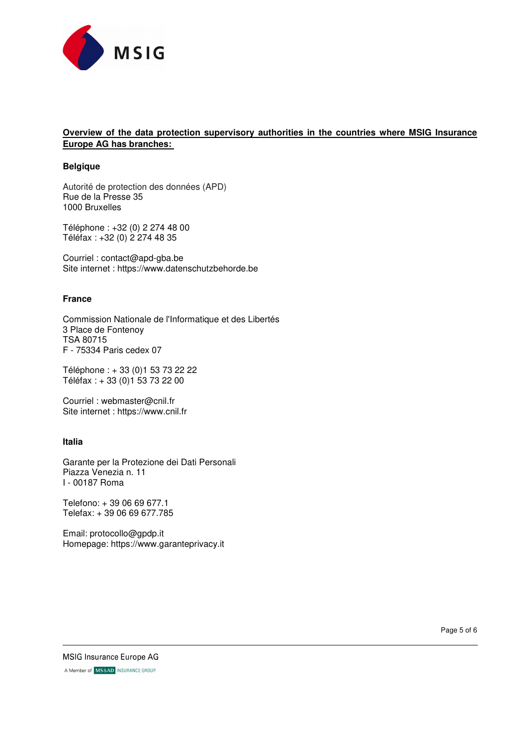**Overview of the data protection supervisory authorities in the countries where MSIG Insurance Europe AG has branches:**

**Belgique**

Autorité de protection des données (APD)
Rue de la Presse 35
1000 Bruxelles

Téléphone : +32 (0) 2 274 48 00
Téléfax : +32 (0) 2 274 48 35

Courriel : contact@apd-gba.be
Site internet : https://www.datenschutzbehorde.be

**France**

Commission Nationale de l'Informatique et des Libertés
3 Place de Fontenoy
TSA 80715
F - 75334 Paris cedex 07

Téléphone : + 33 (0)1 53 73 22 22
Téléfax : + 33 (0)1 53 73 22 00

Courriel : webmaster@cnil.fr
Site internet : https://www.cnil.fr

**Italia**

Garante per la Protezione dei Dati Personali
Piazza Venezia n. 11
I - 00187 Roma

Telefono: + 39 06 69 677.1
Telefax: + 39 06 69 677.785

Email: protocollo@gpdp.it
Homepage: https://www.garanteprivacy.it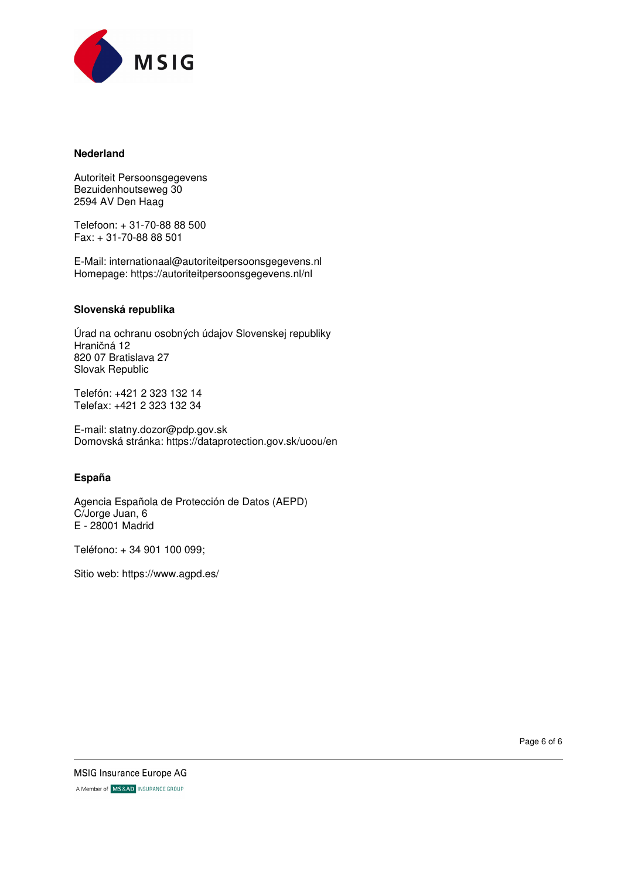**Nederland**

Autoriteit Persoonsgegevens
Bezuidenhoutseweg 30
2594 AV Den Haag

Telefoon: + 31-70-88 88 500
Fax: + 31-70-88 88 501

E-Mail: internationaal@autoriteitpersoonsgegevens.nl
Homepage: https://autoriteitpersoonsgegevens.nl/nl

**Slovenská republika**

Úrad na ochranu osobných údajov Slovenskej republiky
Hraničná 12
820 07 Bratislava 27
Slovak Republic

Telefón: +421 2 323 132 14
Telefax: +421 2 323 132 34

E-mail: statny.dozor@pdp.gov.sk
Domovská stránka: https://dataprotection.gov.sk/uoou/en

**España**

Agencia Española de Protección de Datos (AEPD)
C/Jorge Juan, 6
E - 28001 Madrid

Teléfono: + 34 901 100 099;

Sitio web: https://www.agpd.es/